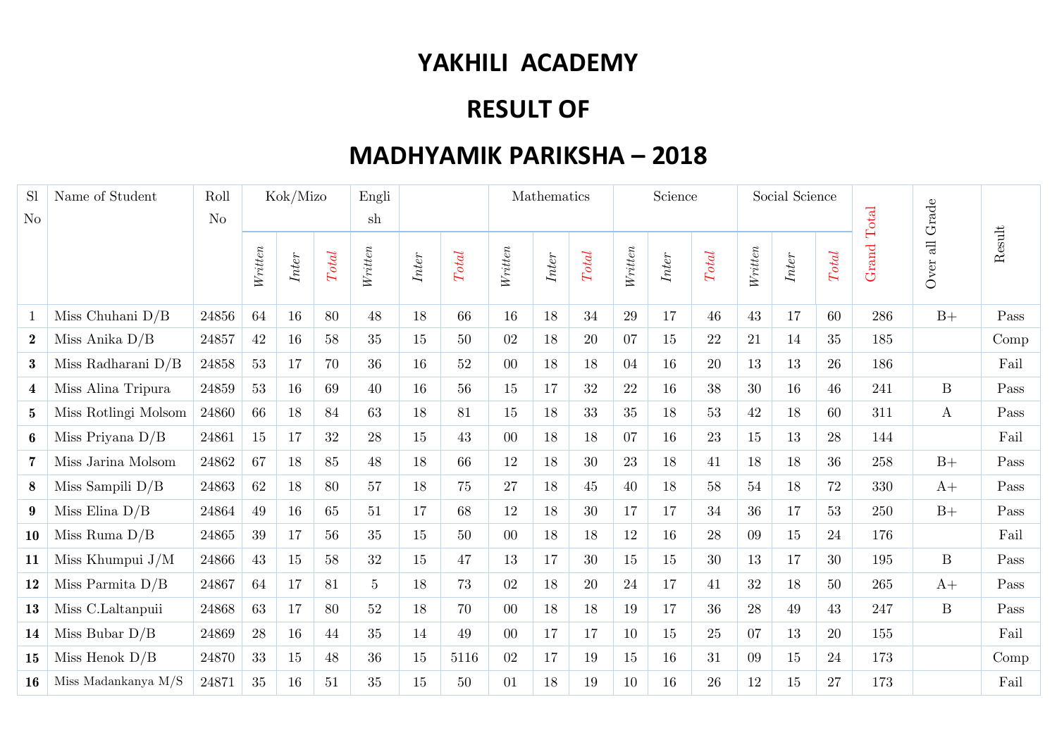# YAKHILI ACADEMY

# RESULT OF

# MADHYAMIK PARIKSHA – 2018

| Sl No | Name of Student | Roll No | Kok/Mizo | | | English | | | Mathematics | | | Science | | | Social Science | | | Grand Total | Over all Grade | Result |
|---|---|---|---|---|---|---|---|---|---|---|---|---|---|---|---|---|---|---|---|---|
| | | | *Written* | *Inter* | *Total* | *Written* | *Inter* | *Total* | *Written* | *Inter* | *Total* | *Written* | *Inter* | *Total* | *Written* | *Inter* | *Total* | | | |
| 1 | Miss Chuhani D/B | 24856 | 64 | 16 | 80 | 48 | 18 | 66 | 16 | 18 | 34 | 29 | 17 | 46 | 43 | 17 | 60 | 286 | B+ | Pass |
| 2 | Miss Anika D/B | 24857 | 42 | 16 | 58 | 35 | 15 | 50 | 02 | 18 | 20 | 07 | 15 | 22 | 21 | 14 | 35 | 185 | | Comp |
| 3 | Miss Radharani D/B | 24858 | 53 | 17 | 70 | 36 | 16 | 52 | 00 | 18 | 18 | 04 | 16 | 20 | 13 | 13 | 26 | 186 | | Fail |
| 4 | Miss Alina Tripura | 24859 | 53 | 16 | 69 | 40 | 16 | 56 | 15 | 17 | 32 | 22 | 16 | 38 | 30 | 16 | 46 | 241 | B | Pass |
| 5 | Miss Rotlingi Molsom | 24860 | 66 | 18 | 84 | 63 | 18 | 81 | 15 | 18 | 33 | 35 | 18 | 53 | 42 | 18 | 60 | 311 | A | Pass |
| 6 | Miss Priyana D/B | 24861 | 15 | 17 | 32 | 28 | 15 | 43 | 00 | 18 | 18 | 07 | 16 | 23 | 15 | 13 | 28 | 144 | | Fail |
| 7 | Miss Jarina Molsom | 24862 | 67 | 18 | 85 | 48 | 18 | 66 | 12 | 18 | 30 | 23 | 18 | 41 | 18 | 18 | 36 | 258 | B+ | Pass |
| 8 | Miss Sampili D/B | 24863 | 62 | 18 | 80 | 57 | 18 | 75 | 27 | 18 | 45 | 40 | 18 | 58 | 54 | 18 | 72 | 330 | A+ | Pass |
| 9 | Miss Elina D/B | 24864 | 49 | 16 | 65 | 51 | 17 | 68 | 12 | 18 | 30 | 17 | 17 | 34 | 36 | 17 | 53 | 250 | B+ | Pass |
| 10 | Miss Ruma D/B | 24865 | 39 | 17 | 56 | 35 | 15 | 50 | 00 | 18 | 18 | 12 | 16 | 28 | 09 | 15 | 24 | 176 | | Fail |
| 11 | Miss Khumpui J/M | 24866 | 43 | 15 | 58 | 32 | 15 | 47 | 13 | 17 | 30 | 15 | 15 | 30 | 13 | 17 | 30 | 195 | B | Pass |
| 12 | Miss Parmita D/B | 24867 | 64 | 17 | 81 | 5 | 18 | 73 | 02 | 18 | 20 | 24 | 17 | 41 | 32 | 18 | 50 | 265 | A+ | Pass |
| 13 | Miss C.Laltanpuii | 24868 | 63 | 17 | 80 | 52 | 18 | 70 | 00 | 18 | 18 | 19 | 17 | 36 | 28 | 49 | 43 | 247 | B | Pass |
| 14 | Miss Bubar D/B | 24869 | 28 | 16 | 44 | 35 | 14 | 49 | 00 | 17 | 17 | 10 | 15 | 25 | 07 | 13 | 20 | 155 | | Fail |
| 15 | Miss Henok D/B | 24870 | 33 | 15 | 48 | 36 | 15 | 5116 | 02 | 17 | 19 | 15 | 16 | 31 | 09 | 15 | 24 | 173 | | Comp |
| 16 | Miss Madankanya M/S | 24871 | 35 | 16 | 51 | 35 | 15 | 50 | 01 | 18 | 19 | 10 | 16 | 26 | 12 | 15 | 27 | 173 | | Fail |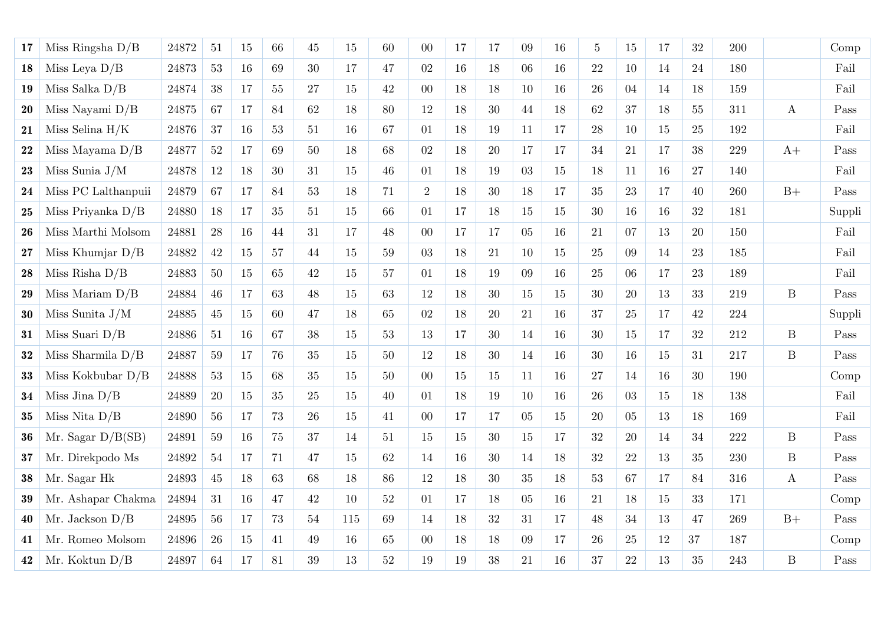| 17 | Miss Ringsha D/B | 24872 | 51 | 15 | 66 | 45 | 15 | 60 | 00 | 17 | 17 | 09 | 16 | 5 | 15 | 17 | 32 | 200 | | Comp |
|---|---|---|---|---|---|---|---|---|---|---|---|---|---|---|---|---|---|---|---|---|
| 18 | Miss Leya D/B | 24873 | 53 | 16 | 69 | 30 | 17 | 47 | 02 | 16 | 18 | 06 | 16 | 22 | 10 | 14 | 24 | 180 | | Fail |
| 19 | Miss Salka D/B | 24874 | 38 | 17 | 55 | 27 | 15 | 42 | 00 | 18 | 18 | 10 | 16 | 26 | 04 | 14 | 18 | 159 | | Fail |
| 20 | Miss Nayami D/B | 24875 | 67 | 17 | 84 | 62 | 18 | 80 | 12 | 18 | 30 | 44 | 18 | 62 | 37 | 18 | 55 | 311 | A | Pass |
| 21 | Miss Selina H/K | 24876 | 37 | 16 | 53 | 51 | 16 | 67 | 01 | 18 | 19 | 11 | 17 | 28 | 10 | 15 | 25 | 192 | | Fail |
| 22 | Miss Mayama D/B | 24877 | 52 | 17 | 69 | 50 | 18 | 68 | 02 | 18 | 20 | 17 | 17 | 34 | 21 | 17 | 38 | 229 | A+ | Pass |
| 23 | Miss Sunia J/M | 24878 | 12 | 18 | 30 | 31 | 15 | 46 | 01 | 18 | 19 | 03 | 15 | 18 | 11 | 16 | 27 | 140 | | Fail |
| 24 | Miss PC Lalthanpuii | 24879 | 67 | 17 | 84 | 53 | 18 | 71 | 2 | 18 | 30 | 18 | 17 | 35 | 23 | 17 | 40 | 260 | B+ | Pass |
| 25 | Miss Priyanka D/B | 24880 | 18 | 17 | 35 | 51 | 15 | 66 | 01 | 17 | 18 | 15 | 15 | 30 | 16 | 16 | 32 | 181 | | Suppli |
| 26 | Miss Marthi Molsom | 24881 | 28 | 16 | 44 | 31 | 17 | 48 | 00 | 17 | 17 | 05 | 16 | 21 | 07 | 13 | 20 | 150 | | Fail |
| 27 | Miss Khumjar D/B | 24882 | 42 | 15 | 57 | 44 | 15 | 59 | 03 | 18 | 21 | 10 | 15 | 25 | 09 | 14 | 23 | 185 | | Fail |
| 28 | Miss Risha D/B | 24883 | 50 | 15 | 65 | 42 | 15 | 57 | 01 | 18 | 19 | 09 | 16 | 25 | 06 | 17 | 23 | 189 | | Fail |
| 29 | Miss Mariam D/B | 24884 | 46 | 17 | 63 | 48 | 15 | 63 | 12 | 18 | 30 | 15 | 15 | 30 | 20 | 13 | 33 | 219 | B | Pass |
| 30 | Miss Sunita J/M | 24885 | 45 | 15 | 60 | 47 | 18 | 65 | 02 | 18 | 20 | 21 | 16 | 37 | 25 | 17 | 42 | 224 | | Suppli |
| 31 | Miss Suari D/B | 24886 | 51 | 16 | 67 | 38 | 15 | 53 | 13 | 17 | 30 | 14 | 16 | 30 | 15 | 17 | 32 | 212 | B | Pass |
| 32 | Miss Sharmila D/B | 24887 | 59 | 17 | 76 | 35 | 15 | 50 | 12 | 18 | 30 | 14 | 16 | 30 | 16 | 15 | 31 | 217 | B | Pass |
| 33 | Miss Kokbubar D/B | 24888 | 53 | 15 | 68 | 35 | 15 | 50 | 00 | 15 | 15 | 11 | 16 | 27 | 14 | 16 | 30 | 190 | | Comp |
| 34 | Miss Jina D/B | 24889 | 20 | 15 | 35 | 25 | 15 | 40 | 01 | 18 | 19 | 10 | 16 | 26 | 03 | 15 | 18 | 138 | | Fail |
| 35 | Miss Nita D/B | 24890 | 56 | 17 | 73 | 26 | 15 | 41 | 00 | 17 | 17 | 05 | 15 | 20 | 05 | 13 | 18 | 169 | | Fail |
| 36 | Mr. Sagar D/B(SB) | 24891 | 59 | 16 | 75 | 37 | 14 | 51 | 15 | 15 | 30 | 15 | 17 | 32 | 20 | 14 | 34 | 222 | B | Pass |
| 37 | Mr. Direkpodo Ms | 24892 | 54 | 17 | 71 | 47 | 15 | 62 | 14 | 16 | 30 | 14 | 18 | 32 | 22 | 13 | 35 | 230 | B | Pass |
| 38 | Mr. Sagar Hk | 24893 | 45 | 18 | 63 | 68 | 18 | 86 | 12 | 18 | 30 | 35 | 18 | 53 | 67 | 17 | 84 | 316 | A | Pass |
| 39 | Mr. Ashapar Chakma | 24894 | 31 | 16 | 47 | 42 | 10 | 52 | 01 | 17 | 18 | 05 | 16 | 21 | 18 | 15 | 33 | 171 | | Comp |
| 40 | Mr. Jackson D/B | 24895 | 56 | 17 | 73 | 54 | 115 | 69 | 14 | 18 | 32 | 31 | 17 | 48 | 34 | 13 | 47 | 269 | B+ | Pass |
| 41 | Mr. Romeo Molsom | 24896 | 26 | 15 | 41 | 49 | 16 | 65 | 00 | 18 | 18 | 09 | 17 | 26 | 25 | 12 | 37 | 187 | | Comp |
| 42 | Mr. Koktun D/B | 24897 | 64 | 17 | 81 | 39 | 13 | 52 | 19 | 19 | 38 | 21 | 16 | 37 | 22 | 13 | 35 | 243 | B | Pass |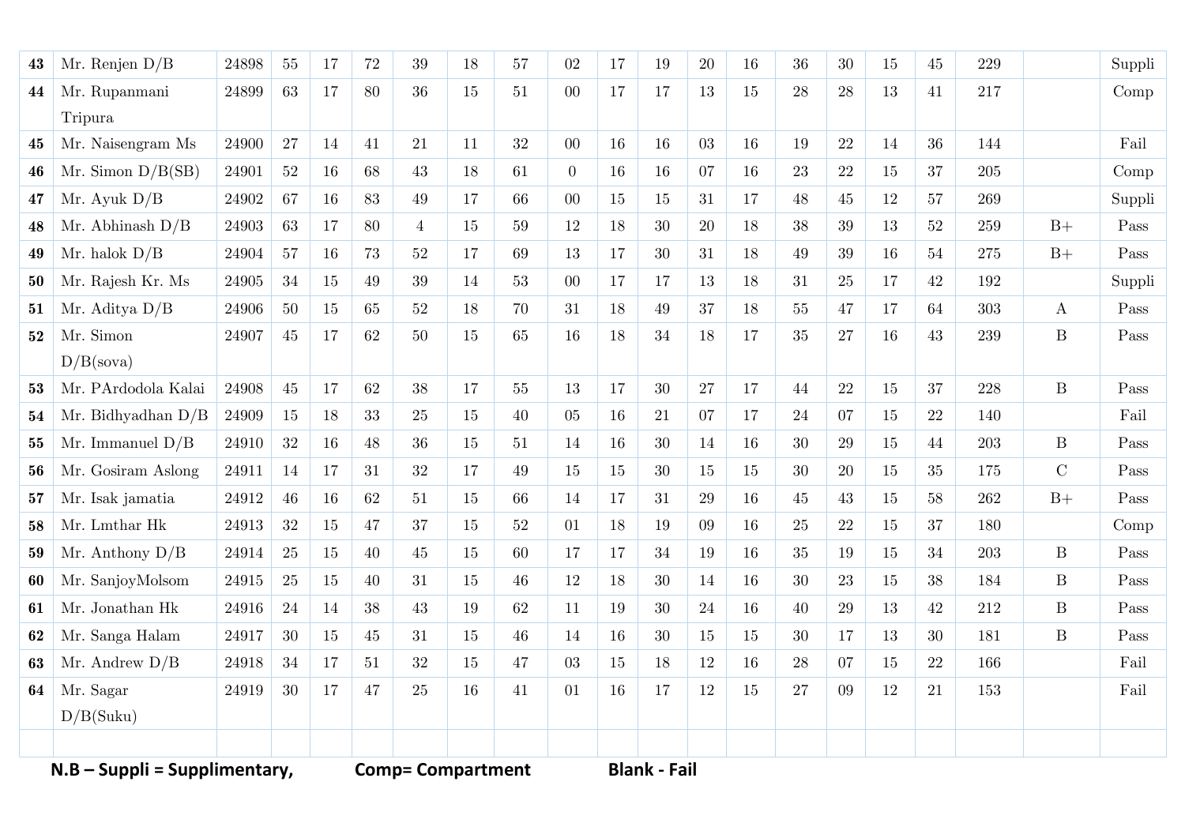| | | | | | | | | | | | | | | | | | | | |
|---|---|---|---|---|---|---|---|---|---|---|---|---|---|---|---|---|---|---|---|
| **43** | Mr. Renjen D/B | 24898 | 55 | 17 | 72 | 39 | 18 | 57 | 02 | 17 | 19 | 20 | 16 | 36 | 30 | 15 | 45 | 229 | | Suppli |
| **44** | Mr. Rupanmani Tripura | 24899 | 63 | 17 | 80 | 36 | 15 | 51 | 00 | 17 | 17 | 13 | 15 | 28 | 28 | 13 | 41 | 217 | | Comp |
| **45** | Mr. Naisengram Ms | 24900 | 27 | 14 | 41 | 21 | 11 | 32 | 00 | 16 | 16 | 03 | 16 | 19 | 22 | 14 | 36 | 144 | | Fail |
| **46** | Mr. Simon D/B(SB) | 24901 | 52 | 16 | 68 | 43 | 18 | 61 | 0 | 16 | 16 | 07 | 16 | 23 | 22 | 15 | 37 | 205 | | Comp |
| **47** | Mr. Ayuk D/B | 24902 | 67 | 16 | 83 | 49 | 17 | 66 | 00 | 15 | 15 | 31 | 17 | 48 | 45 | 12 | 57 | 269 | | Suppli |
| **48** | Mr. Abhinash D/B | 24903 | 63 | 17 | 80 | 4 | 15 | 59 | 12 | 18 | 30 | 20 | 18 | 38 | 39 | 13 | 52 | 259 | B+ | Pass |
| **49** | Mr. halok D/B | 24904 | 57 | 16 | 73 | 52 | 17 | 69 | 13 | 17 | 30 | 31 | 18 | 49 | 39 | 16 | 54 | 275 | B+ | Pass |
| **50** | Mr. Rajesh Kr. Ms | 24905 | 34 | 15 | 49 | 39 | 14 | 53 | 00 | 17 | 17 | 13 | 18 | 31 | 25 | 17 | 42 | 192 | | Suppli |
| **51** | Mr. Aditya D/B | 24906 | 50 | 15 | 65 | 52 | 18 | 70 | 31 | 18 | 49 | 37 | 18 | 55 | 47 | 17 | 64 | 303 | A | Pass |
| **52** | Mr. Simon D/B(sova) | 24907 | 45 | 17 | 62 | 50 | 15 | 65 | 16 | 18 | 34 | 18 | 17 | 35 | 27 | 16 | 43 | 239 | B | Pass |
| **53** | Mr. PArdodola Kalai | 24908 | 45 | 17 | 62 | 38 | 17 | 55 | 13 | 17 | 30 | 27 | 17 | 44 | 22 | 15 | 37 | 228 | B | Pass |
| **54** | Mr. Bidhyadhan D/B | 24909 | 15 | 18 | 33 | 25 | 15 | 40 | 05 | 16 | 21 | 07 | 17 | 24 | 07 | 15 | 22 | 140 | | Fail |
| **55** | Mr. Immanuel D/B | 24910 | 32 | 16 | 48 | 36 | 15 | 51 | 14 | 16 | 30 | 14 | 16 | 30 | 29 | 15 | 44 | 203 | B | Pass |
| **56** | Mr. Gosiram Aslong | 24911 | 14 | 17 | 31 | 32 | 17 | 49 | 15 | 15 | 30 | 15 | 15 | 30 | 20 | 15 | 35 | 175 | C | Pass |
| **57** | Mr. Isak jamatia | 24912 | 46 | 16 | 62 | 51 | 15 | 66 | 14 | 17 | 31 | 29 | 16 | 45 | 43 | 15 | 58 | 262 | B+ | Pass |
| **58** | Mr. Lmthar Hk | 24913 | 32 | 15 | 47 | 37 | 15 | 52 | 01 | 18 | 19 | 09 | 16 | 25 | 22 | 15 | 37 | 180 | | Comp |
| **59** | Mr. Anthony D/B | 24914 | 25 | 15 | 40 | 45 | 15 | 60 | 17 | 17 | 34 | 19 | 16 | 35 | 19 | 15 | 34 | 203 | B | Pass |
| **60** | Mr. SanjoyMolsom | 24915 | 25 | 15 | 40 | 31 | 15 | 46 | 12 | 18 | 30 | 14 | 16 | 30 | 23 | 15 | 38 | 184 | B | Pass |
| **61** | Mr. Jonathan Hk | 24916 | 24 | 14 | 38 | 43 | 19 | 62 | 11 | 19 | 30 | 24 | 16 | 40 | 29 | 13 | 42 | 212 | B | Pass |
| **62** | Mr. Sanga Halam | 24917 | 30 | 15 | 45 | 31 | 15 | 46 | 14 | 16 | 30 | 15 | 15 | 30 | 17 | 13 | 30 | 181 | B | Pass |
| **63** | Mr. Andrew D/B | 24918 | 34 | 17 | 51 | 32 | 15 | 47 | 03 | 15 | 18 | 12 | 16 | 28 | 07 | 15 | 22 | 166 | | Fail |
| **64** | Mr. Sagar D/B(Suku) | 24919 | 30 | 17 | 47 | 25 | 16 | 41 | 01 | 16 | 17 | 12 | 15 | 27 | 09 | 12 | 21 | 153 | | Fail |
| | | | | | | | | | | | | | | | | | | | | |

**N.B – Suppli = Supplimentary, Comp= Compartment Blank - Fail**